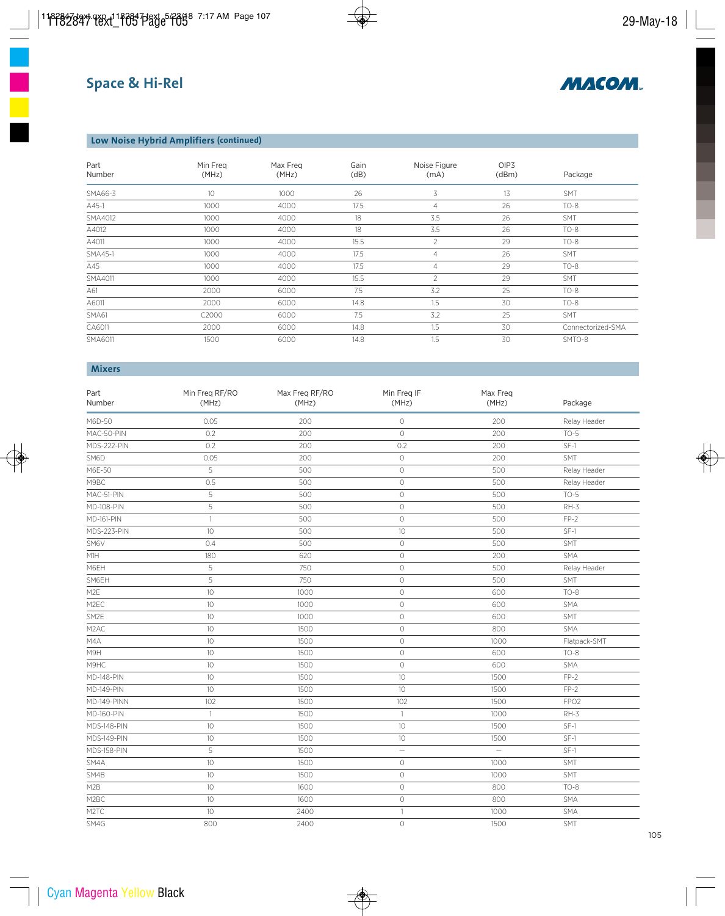## Space & Hi-Rel

### Low Noise Hybrid Amplifiers (continued)

| Part Number | Min Freq (MHz) | Max Freq (MHz) | Gain (dB) | Noise Figure (mA) | OIP3 (dBm) | Package |
|---|---|---|---|---|---|---|
| SMA66-3 | 10 | 1000 | 26 | 3 | 13 | SMT |
| A45-1 | 1000 | 4000 | 17.5 | 4 | 26 | TO-8 |
| SMA4012 | 1000 | 4000 | 18 | 3.5 | 26 | SMT |
| A4012 | 1000 | 4000 | 18 | 3.5 | 26 | TO-8 |
| A4011 | 1000 | 4000 | 15.5 | 2 | 29 | TO-8 |
| SMA45-1 | 1000 | 4000 | 17.5 | 4 | 26 | SMT |
| A45 | 1000 | 4000 | 17.5 | 4 | 29 | TO-8 |
| SMA4011 | 1000 | 4000 | 15.5 | 2 | 29 | SMT |
| A61 | 2000 | 6000 | 7.5 | 3.2 | 25 | TO-8 |
| A6011 | 2000 | 6000 | 14.8 | 1.5 | 30 | TO-8 |
| SMA61 | C2000 | 6000 | 7.5 | 3.2 | 25 | SMT |
| CA6011 | 2000 | 6000 | 14.8 | 1.5 | 30 | Connectorized-SMA |
| SMA6011 | 1500 | 6000 | 14.8 | 1.5 | 30 | SMTO-8 |

### Mixers

| Part Number | Min Freq RF/RO (MHz) | Max Freq RF/RO (MHz) | Min Freq IF (MHz) | Max Freq (MHz) | Package |
|---|---|---|---|---|---|
| M6D-50 | 0.05 | 200 | 0 | 200 | Relay Header |
| MAC-50-PIN | 0.2 | 200 | 0 | 200 | TO-5 |
| MDS-222-PIN | 0.2 | 200 | 0.2 | 200 | SF-1 |
| SM6D | 0.05 | 200 | 0 | 200 | SMT |
| M6E-50 | 5 | 500 | 0 | 500 | Relay Header |
| M9BC | 0.5 | 500 | 0 | 500 | Relay Header |
| MAC-51-PIN | 5 | 500 | 0 | 500 | TO-5 |
| MD-108-PIN | 5 | 500 | 0 | 500 | RH-3 |
| MD-161-PIN | 1 | 500 | 0 | 500 | FP-2 |
| MDS-223-PIN | 10 | 500 | 10 | 500 | SF-1 |
| SM6V | 0.4 | 500 | 0 | 500 | SMT |
| M1H | 180 | 620 | 0 | 200 | SMA |
| M6EH | 5 | 750 | 0 | 500 | Relay Header |
| SM6EH | 5 | 750 | 0 | 500 | SMT |
| M2E | 10 | 1000 | 0 | 600 | TO-8 |
| M2EC | 10 | 1000 | 0 | 600 | SMA |
| SM2E | 10 | 1000 | 0 | 600 | SMT |
| M2AC | 10 | 1500 | 0 | 800 | SMA |
| M4A | 10 | 1500 | 0 | 1000 | Flatpack-SMT |
| M9H | 10 | 1500 | 0 | 600 | TO-8 |
| M9HC | 10 | 1500 | 0 | 600 | SMA |
| MD-148-PIN | 10 | 1500 | 10 | 1500 | FP-2 |
| MD-149-PIN | 10 | 1500 | 10 | 1500 | FP-2 |
| MD-149-PINN | 102 | 1500 | 102 | 1500 | FPO2 |
| MD-160-PIN | 1 | 1500 | 1 | 1000 | RH-3 |
| MDS-148-PIN | 10 | 1500 | 10 | 1500 | SF-1 |
| MDS-149-PIN | 10 | 1500 | 10 | 1500 | SF-1 |
| MDS-158-PIN | 5 | 1500 | — | — | SF-1 |
| SM4A | 10 | 1500 | 0 | 1000 | SMT |
| SM4B | 10 | 1500 | 0 | 1000 | SMT |
| M2B | 10 | 1600 | 0 | 800 | TO-8 |
| M2BC | 10 | 1600 | 0 | 800 | SMA |
| M2TC | 10 | 2400 | 1 | 1000 | SMA |
| SM4G | 800 | 2400 | 0 | 1500 | SMT |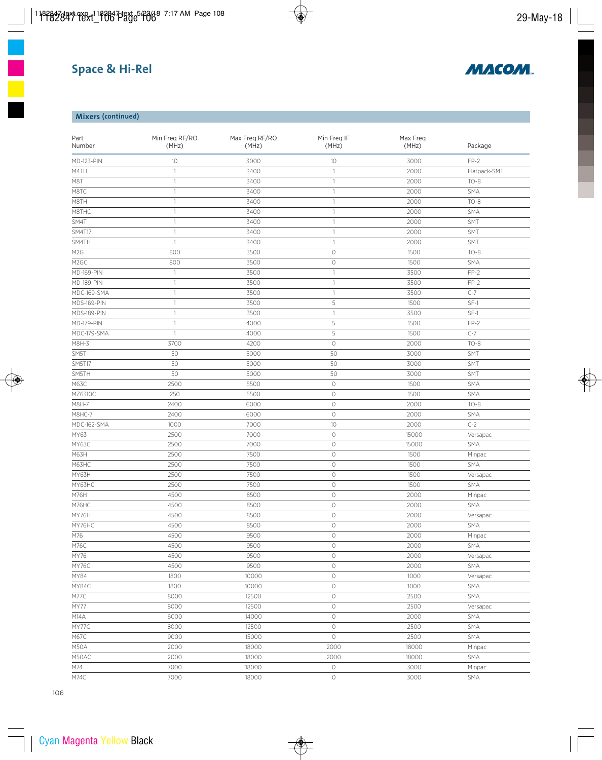# Space & Hi-Rel

## Mixers (continued)

| Part Number | Min Freq RF/RO (MHz) | Max Freq RF/RO (MHz) | Min Freq IF (MHz) | Max Freq (MHz) | Package |
|---|---|---|---|---|---|
| MD-123-PIN | 10 | 3000 | 10 | 3000 | FP-2 |
| M4TH | 1 | 3400 | 1 | 2000 | Flatpack-SMT |
| M8T | 1 | 3400 | 1 | 2000 | TO-8 |
| M8TC | 1 | 3400 | 1 | 2000 | SMA |
| M8TH | 1 | 3400 | 1 | 2000 | TO-8 |
| M8THC | 1 | 3400 | 1 | 2000 | SMA |
| SM4T | 1 | 3400 | 1 | 2000 | SMT |
| SM4T17 | 1 | 3400 | 1 | 2000 | SMT |
| SM4TH | 1 | 3400 | 1 | 2000 | SMT |
| M2G | 800 | 3500 | 0 | 1500 | TO-8 |
| M2GC | 800 | 3500 | 0 | 1500 | SMA |
| MD-169-PIN | 1 | 3500 | 1 | 3500 | FP-2 |
| MD-189-PIN | 1 | 3500 | 1 | 3500 | FP-2 |
| MDC-169-SMA | 1 | 3500 | 1 | 3500 | C-7 |
| MDS-169-PIN | 1 | 3500 | 5 | 1500 | SF-1 |
| MDS-189-PIN | 1 | 3500 | 1 | 3500 | SF-1 |
| MD-179-PIN | 1 | 4000 | 5 | 1500 | FP-2 |
| MDC-179-SMA | 1 | 4000 | 5 | 1500 | C-7 |
| M8H-3 | 3700 | 4200 | 0 | 2000 | TO-8 |
| SM5T | 50 | 5000 | 50 | 3000 | SMT |
| SM5T17 | 50 | 5000 | 50 | 3000 | SMT |
| SM5TH | 50 | 5000 | 50 | 3000 | SMT |
| M63C | 2500 | 5500 | 0 | 1500 | SMA |
| MZ6310C | 250 | 5500 | 0 | 1500 | SMA |
| M8H-7 | 2400 | 6000 | 0 | 2000 | TO-8 |
| M8HC-7 | 2400 | 6000 | 0 | 2000 | SMA |
| MDC-162-SMA | 1000 | 7000 | 10 | 2000 | C-2 |
| MY63 | 2500 | 7000 | 0 | 15000 | Versapac |
| MY63C | 2500 | 7000 | 0 | 15000 | SMA |
| M63H | 2500 | 7500 | 0 | 1500 | Minpac |
| M63HC | 2500 | 7500 | 0 | 1500 | SMA |
| MY63H | 2500 | 7500 | 0 | 1500 | Versapac |
| MY63HC | 2500 | 7500 | 0 | 1500 | SMA |
| M76H | 4500 | 8500 | 0 | 2000 | Minpac |
| M76HC | 4500 | 8500 | 0 | 2000 | SMA |
| MY76H | 4500 | 8500 | 0 | 2000 | Versapac |
| MY76HC | 4500 | 8500 | 0 | 2000 | SMA |
| M76 | 4500 | 9500 | 0 | 2000 | Minpac |
| M76C | 4500 | 9500 | 0 | 2000 | SMA |
| MY76 | 4500 | 9500 | 0 | 2000 | Versapac |
| MY76C | 4500 | 9500 | 0 | 2000 | SMA |
| MY84 | 1800 | 10000 | 0 | 1000 | Versapac |
| MY84C | 1800 | 10000 | 0 | 1000 | SMA |
| M77C | 8000 | 12500 | 0 | 2500 | SMA |
| MY77 | 8000 | 12500 | 0 | 2500 | Versapac |
| M14A | 6000 | 14000 | 0 | 2000 | SMA |
| MY77C | 8000 | 12500 | 0 | 2500 | SMA |
| M67C | 9000 | 15000 | 0 | 2500 | SMA |
| M50A | 2000 | 18000 | 2000 | 18000 | Minpac |
| M50AC | 2000 | 18000 | 2000 | 18000 | SMA |
| M74 | 7000 | 18000 | 0 | 3000 | Minpac |
| M74C | 7000 | 18000 | 0 | 3000 | SMA |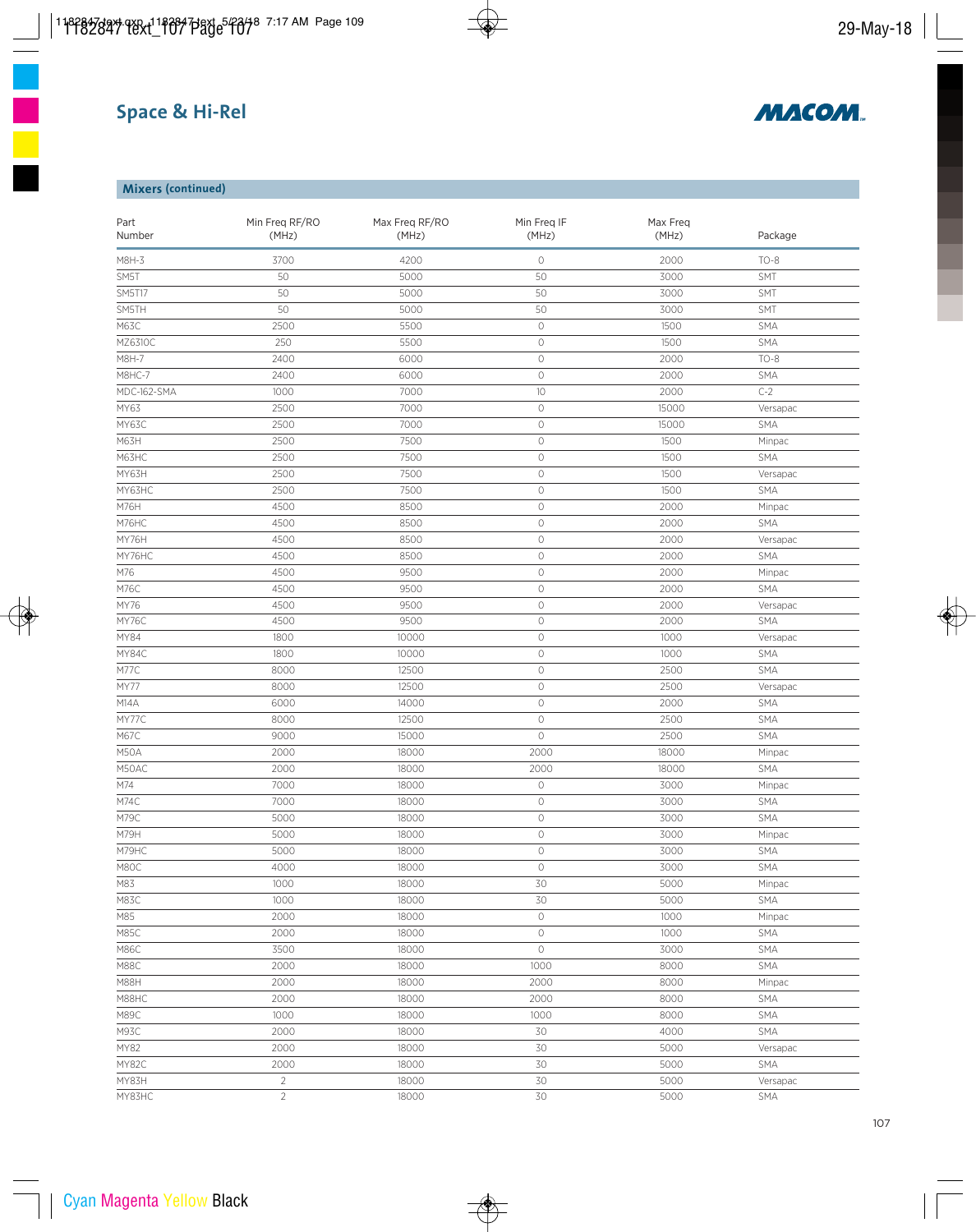## Space & Hi-Rel

### Mixers (continued)

| Part Number | Min Freq RF/RO (MHz) | Max Freq RF/RO (MHz) | Min Freq IF (MHz) | Max Freq (MHz) | Package |
|---|---|---|---|---|---|
| M8H-3 | 3700 | 4200 | 0 | 2000 | TO-8 |
| SM5T | 50 | 5000 | 50 | 3000 | SMT |
| SM5T17 | 50 | 5000 | 50 | 3000 | SMT |
| SM5TH | 50 | 5000 | 50 | 3000 | SMT |
| M63C | 2500 | 5500 | 0 | 1500 | SMA |
| MZ6310C | 250 | 5500 | 0 | 1500 | SMA |
| M8H-7 | 2400 | 6000 | 0 | 2000 | TO-8 |
| M8HC-7 | 2400 | 6000 | 0 | 2000 | SMA |
| MDC-162-SMA | 1000 | 7000 | 10 | 2000 | C-2 |
| MY63 | 2500 | 7000 | 0 | 15000 | Versapac |
| MY63C | 2500 | 7000 | 0 | 15000 | SMA |
| M63H | 2500 | 7500 | 0 | 1500 | Minpac |
| M63HC | 2500 | 7500 | 0 | 1500 | SMA |
| MY63H | 2500 | 7500 | 0 | 1500 | Versapac |
| MY63HC | 2500 | 7500 | 0 | 1500 | SMA |
| M76H | 4500 | 8500 | 0 | 2000 | Minpac |
| M76HC | 4500 | 8500 | 0 | 2000 | SMA |
| MY76H | 4500 | 8500 | 0 | 2000 | Versapac |
| MY76HC | 4500 | 8500 | 0 | 2000 | SMA |
| M76 | 4500 | 9500 | 0 | 2000 | Minpac |
| M76C | 4500 | 9500 | 0 | 2000 | SMA |
| MY76 | 4500 | 9500 | 0 | 2000 | Versapac |
| MY76C | 4500 | 9500 | 0 | 2000 | SMA |
| MY84 | 1800 | 10000 | 0 | 1000 | Versapac |
| MY84C | 1800 | 10000 | 0 | 1000 | SMA |
| M77C | 8000 | 12500 | 0 | 2500 | SMA |
| MY77 | 8000 | 12500 | 0 | 2500 | Versapac |
| M14A | 6000 | 14000 | 0 | 2000 | SMA |
| MY77C | 8000 | 12500 | 0 | 2500 | SMA |
| M67C | 9000 | 15000 | 0 | 2500 | SMA |
| M50A | 2000 | 18000 | 2000 | 18000 | Minpac |
| M50AC | 2000 | 18000 | 2000 | 18000 | SMA |
| M74 | 7000 | 18000 | 0 | 3000 | Minpac |
| M74C | 7000 | 18000 | 0 | 3000 | SMA |
| M79C | 5000 | 18000 | 0 | 3000 | SMA |
| M79H | 5000 | 18000 | 0 | 3000 | Minpac |
| M79HC | 5000 | 18000 | 0 | 3000 | SMA |
| M80C | 4000 | 18000 | 0 | 3000 | SMA |
| M83 | 1000 | 18000 | 30 | 5000 | Minpac |
| M83C | 1000 | 18000 | 30 | 5000 | SMA |
| M85 | 2000 | 18000 | 0 | 1000 | Minpac |
| M85C | 2000 | 18000 | 0 | 1000 | SMA |
| M86C | 3500 | 18000 | 0 | 3000 | SMA |
| M88C | 2000 | 18000 | 1000 | 8000 | SMA |
| M88H | 2000 | 18000 | 2000 | 8000 | Minpac |
| M88HC | 2000 | 18000 | 2000 | 8000 | SMA |
| M89C | 1000 | 18000 | 1000 | 8000 | SMA |
| M93C | 2000 | 18000 | 30 | 4000 | SMA |
| MY82 | 2000 | 18000 | 30 | 5000 | Versapac |
| MY82C | 2000 | 18000 | 30 | 5000 | SMA |
| MY83H | 2 | 18000 | 30 | 5000 | Versapac |
| MY83HC | 2 | 18000 | 30 | 5000 | SMA |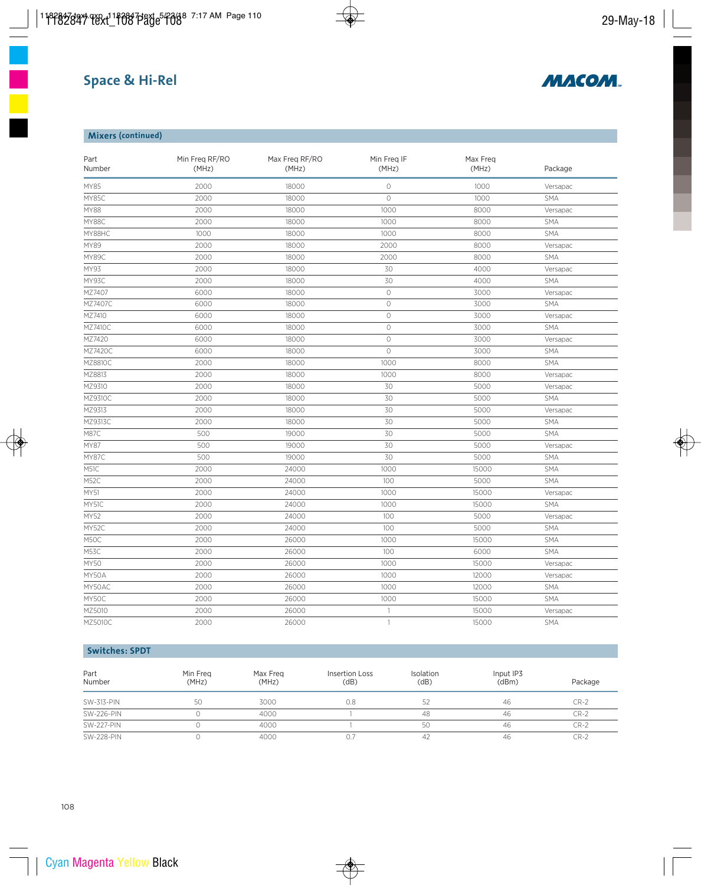## Space & Hi-Rel

MACOM

### Mixers (continued)

| Part Number | Min Freq RF/RO (MHz) | Max Freq RF/RO (MHz) | Min Freq IF (MHz) | Max Freq (MHz) | Package |
|---|---|---|---|---|---|
| MY85 | 2000 | 18000 | 0 | 1000 | Versapac |
| MY85C | 2000 | 18000 | 0 | 1000 | SMA |
| MY88 | 2000 | 18000 | 1000 | 8000 | Versapac |
| MY88C | 2000 | 18000 | 1000 | 8000 | SMA |
| MY88HC | 1000 | 18000 | 1000 | 8000 | SMA |
| MY89 | 2000 | 18000 | 2000 | 8000 | Versapac |
| MY89C | 2000 | 18000 | 2000 | 8000 | SMA |
| MY93 | 2000 | 18000 | 30 | 4000 | Versapac |
| MY93C | 2000 | 18000 | 30 | 4000 | SMA |
| MZ7407 | 6000 | 18000 | 0 | 3000 | Versapac |
| MZ7407C | 6000 | 18000 | 0 | 3000 | SMA |
| MZ7410 | 6000 | 18000 | 0 | 3000 | Versapac |
| MZ7410C | 6000 | 18000 | 0 | 3000 | SMA |
| MZ7420 | 6000 | 18000 | 0 | 3000 | Versapac |
| MZ7420C | 6000 | 18000 | 0 | 3000 | SMA |
| MZ8810C | 2000 | 18000 | 1000 | 8000 | SMA |
| MZ8813 | 2000 | 18000 | 1000 | 8000 | Versapac |
| MZ9310 | 2000 | 18000 | 30 | 5000 | Versapac |
| MZ9310C | 2000 | 18000 | 30 | 5000 | SMA |
| MZ9313 | 2000 | 18000 | 30 | 5000 | Versapac |
| MZ9313C | 2000 | 18000 | 30 | 5000 | SMA |
| M87C | 500 | 19000 | 30 | 5000 | SMA |
| MY87 | 500 | 19000 | 30 | 5000 | Versapac |
| MY87C | 500 | 19000 | 30 | 5000 | SMA |
| M51C | 2000 | 24000 | 1000 | 15000 | SMA |
| M52C | 2000 | 24000 | 100 | 5000 | SMA |
| MY51 | 2000 | 24000 | 1000 | 15000 | Versapac |
| MY51C | 2000 | 24000 | 1000 | 15000 | SMA |
| MY52 | 2000 | 24000 | 100 | 5000 | Versapac |
| MY52C | 2000 | 24000 | 100 | 5000 | SMA |
| M50C | 2000 | 26000 | 1000 | 15000 | SMA |
| M53C | 2000 | 26000 | 100 | 6000 | SMA |
| MY50 | 2000 | 26000 | 1000 | 15000 | Versapac |
| MY50A | 2000 | 26000 | 1000 | 12000 | Versapac |
| MY50AC | 2000 | 26000 | 1000 | 12000 | SMA |
| MY50C | 2000 | 26000 | 1000 | 15000 | SMA |
| MZ5010 | 2000 | 26000 | 1 | 15000 | Versapac |
| MZ5010C | 2000 | 26000 | 1 | 15000 | SMA |

### Switches: SPDT

| Part Number | Min Freq (MHz) | Max Freq (MHz) | Insertion Loss (dB) | Isolation (dB) | Input IP3 (dBm) | Package |
|---|---|---|---|---|---|---|
| SW-313-PIN | 50 | 3000 | 0.8 | 52 | 46 | CR-2 |
| SW-226-PIN | 0 | 4000 | 1 | 48 | 46 | CR-2 |
| SW-227-PIN | 0 | 4000 | 1 | 50 | 46 | CR-2 |
| SW-228-PIN | 0 | 4000 | 0.7 | 42 | 46 | CR-2 |